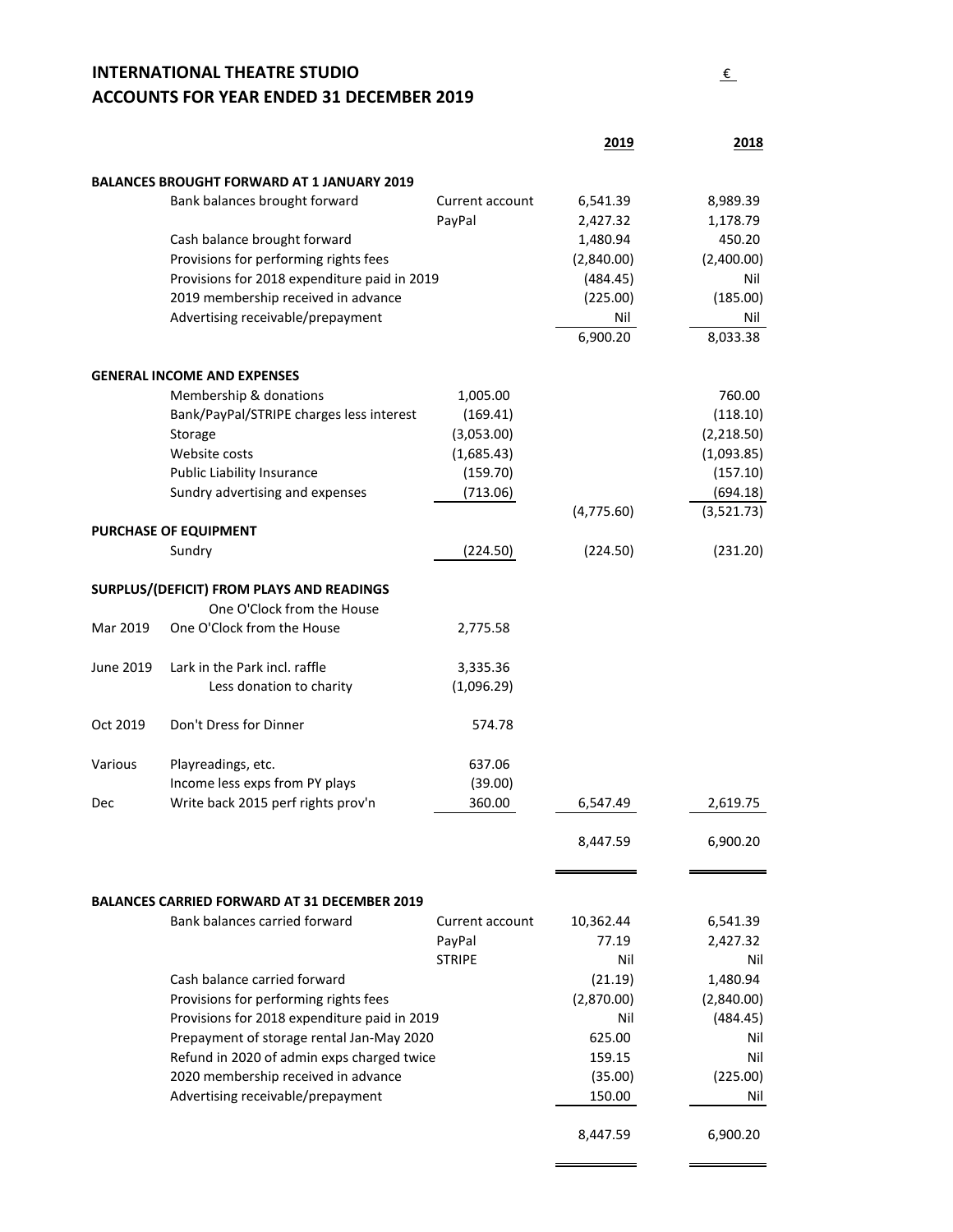# INTERNATIONAL THEATRE STUDIO

# ACCOUNTS FOR YEAR ENDED 31 DECEMBER 2019

€

| | | | 2019 | 2018 |
|---|---|---|---|---|
| **BALANCES BROUGHT FORWARD AT 1 JANUARY 2019** | | | | |
| | Bank balances brought forward | Current account | 6,541.39 | 8,989.39 |
| | | PayPal | 2,427.32 | 1,178.79 |
| | Cash balance brought forward | | 1,480.94 | 450.20 |
| | Provisions for performing rights fees | | (2,840.00) | (2,400.00) |
| | Provisions for 2018 expenditure paid in 2019 | | (484.45) | Nil |
| | 2019 membership received in advance | | (225.00) | (185.00) |
| | Advertising receivable/prepayment | | Nil | Nil |
| | | | 6,900.20 | 8,033.38 |
| **GENERAL INCOME AND EXPENSES** | | | | |
| | Membership & donations | 1,005.00 | | 760.00 |
| | Bank/PayPal/STRIPE charges less interest | (169.41) | | (118.10) |
| | Storage | (3,053.00) | | (2,218.50) |
| | Website costs | (1,685.43) | | (1,093.85) |
| | Public Liability Insurance | (159.70) | | (157.10) |
| | Sundry advertising and expenses | (713.06) | | (694.18) |
| | | | (4,775.60) | (3,521.73) |
| **PURCHASE OF EQUIPMENT** | | | | |
| | Sundry | (224.50) | (224.50) | (231.20) |
| **SURPLUS/(DEFICIT) FROM PLAYS AND READINGS** | | | | |
| | One O'Clock from the House | | | |
| Mar 2019 | One O'Clock from the House | 2,775.58 | | |
| June 2019 | Lark in the Park incl. raffle | 3,335.36 | | |
| | Less donation to charity | (1,096.29) | | |
| Oct 2019 | Don't Dress for Dinner | 574.78 | | |
| Various | Playreadings, etc. | 637.06 | | |
| | Income less exps from PY plays | (39.00) | | |
| Dec | Write back 2015 perf rights prov'n | 360.00 | 6,547.49 | 2,619.75 |
| | | | 8,447.59 | 6,900.20 |
| **BALANCES CARRIED FORWARD AT 31 DECEMBER 2019** | | | | |
| | Bank balances carried forward | Current account | 10,362.44 | 6,541.39 |
| | | PayPal | 77.19 | 2,427.32 |
| | | STRIPE | Nil | Nil |
| | Cash balance carried forward | | (21.19) | 1,480.94 |
| | Provisions for performing rights fees | | (2,870.00) | (2,840.00) |
| | Provisions for 2018 expenditure paid in 2019 | | Nil | (484.45) |
| | Prepayment of storage rental Jan-May 2020 | | 625.00 | Nil |
| | Refund in 2020 of admin exps charged twice | | 159.15 | Nil |
| | 2020 membership received in advance | | (35.00) | (225.00) |
| | Advertising receivable/prepayment | | 150.00 | Nil |
| | | | 8,447.59 | 6,900.20 |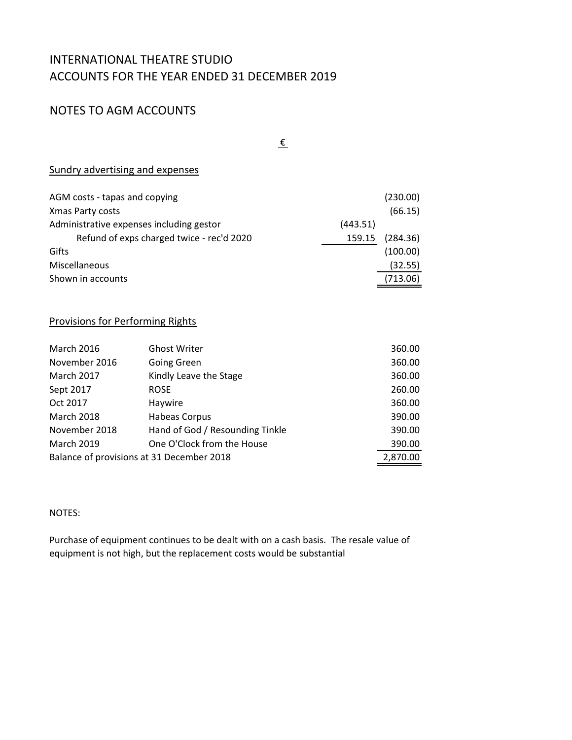# INTERNATIONAL THEATRE STUDIO
# ACCOUNTS FOR THE YEAR ENDED 31 DECEMBER 2019

## NOTES TO AGM ACCOUNTS

€

### Sundry advertising and expenses

| | | |
|---|---|---|
| AGM costs - tapas and copying | | (230.00) |
| Xmas Party costs | | (66.15) |
| Administrative expenses including gestor | (443.51) | |
| Refund of exps charged twice - rec'd 2020 | 159.15 | (284.36) |
| Gifts | | (100.00) |
| Miscellaneous | | (32.55) |
| Shown in accounts | | (713.06) |

### Provisions for Performing Rights

| | | |
|---|---|---|
| March 2016 | Ghost Writer | 360.00 |
| November 2016 | Going Green | 360.00 |
| March 2017 | Kindly Leave the Stage | 360.00 |
| Sept 2017 | ROSE | 260.00 |
| Oct 2017 | Haywire | 360.00 |
| March 2018 | Habeas Corpus | 390.00 |
| November 2018 | Hand of God / Resounding Tinkle | 390.00 |
| March 2019 | One O'Clock from the House | 390.00 |
| Balance of provisions at 31 December 2018 | | 2,870.00 |

NOTES:

Purchase of equipment continues to be dealt with on a cash basis. The resale value of equipment is not high, but the replacement costs would be substantial